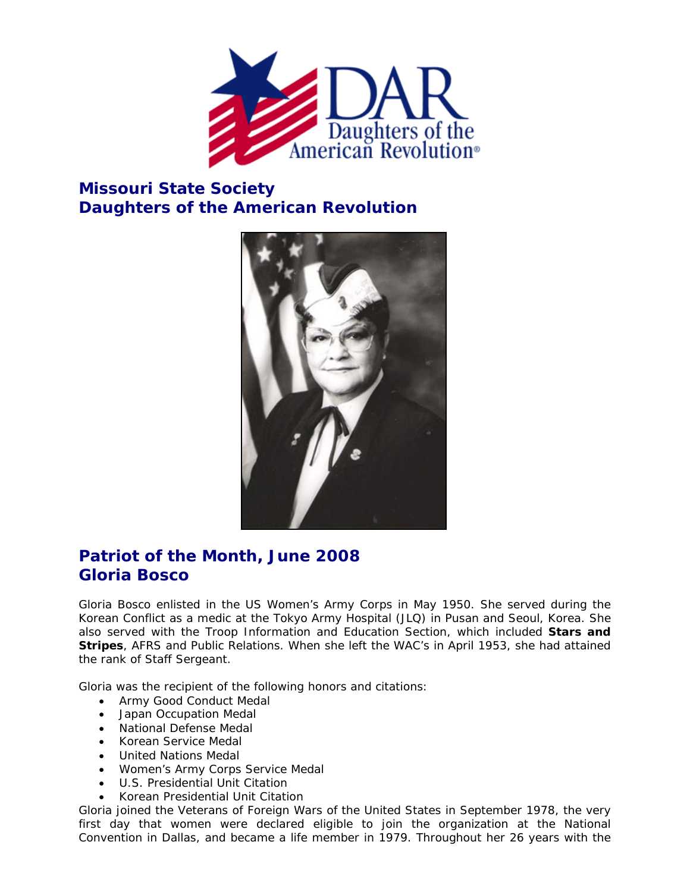## Missouri State Society
## Daughters of the American Revolution

## Patriot of the Month, June 2008
## Gloria Bosco

Gloria Bosco enlisted in the US Women's Army Corps in May 1950. She served during the Korean Conflict as a medic at the Tokyo Army Hospital (JLQ) in Pusan and Seoul, Korea. She also served with the Troop Information and Education Section, which included **Stars and Stripes**, AFRS and Public Relations. When she left the WAC's in April 1953, she had attained the rank of Staff Sergeant.

Gloria was the recipient of the following honors and citations:

- Army Good Conduct Medal
- Japan Occupation Medal
- National Defense Medal
- Korean Service Medal
- United Nations Medal
- Women's Army Corps Service Medal
- U.S. Presidential Unit Citation
- Korean Presidential Unit Citation

Gloria joined the Veterans of Foreign Wars of the United States in September 1978, the very first day that women were declared eligible to join the organization at the National Convention in Dallas, and became a life member in 1979. Throughout her 26 years with the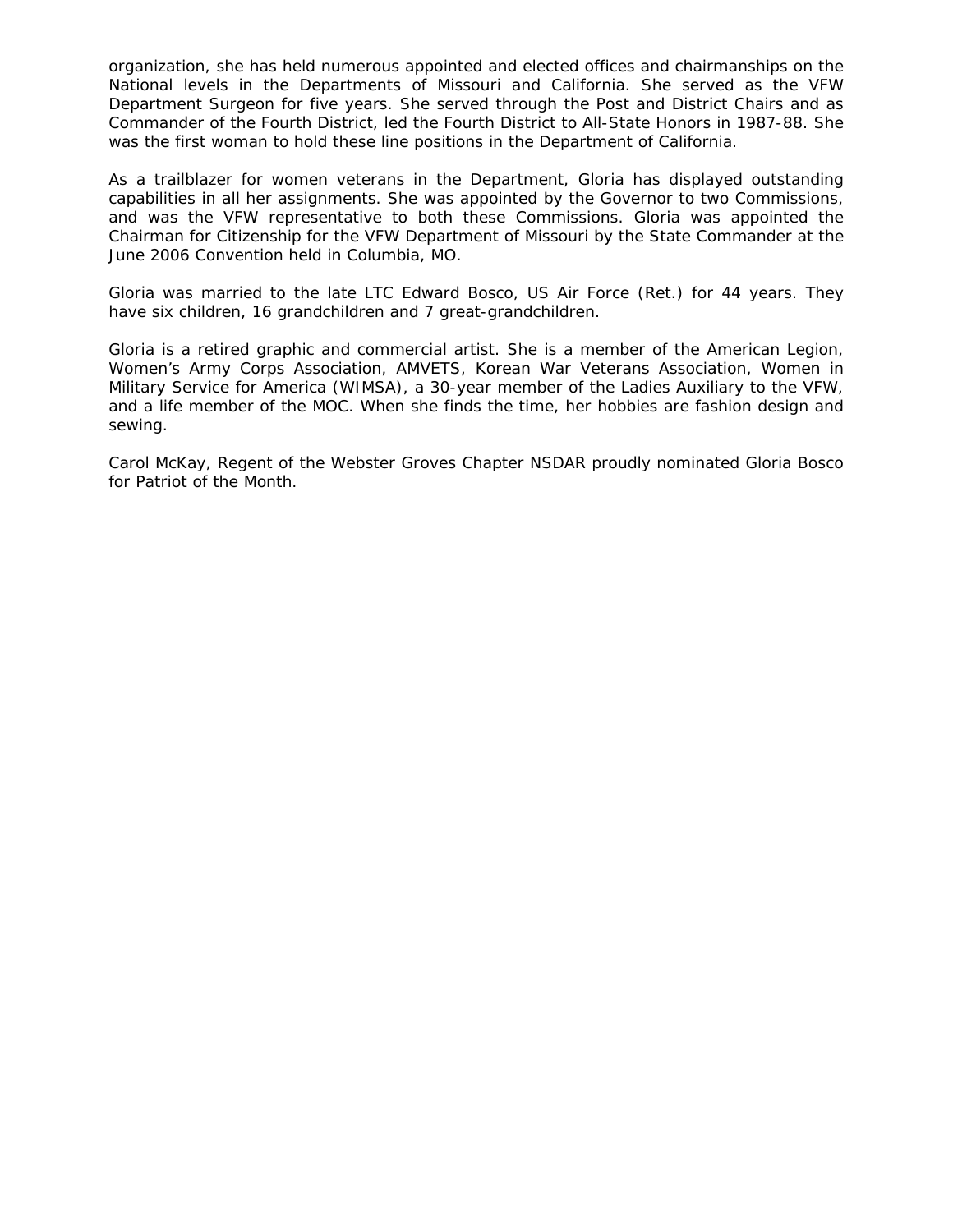organization, she has held numerous appointed and elected offices and chairmanships on the National levels in the Departments of Missouri and California. She served as the VFW Department Surgeon for five years. She served through the Post and District Chairs and as Commander of the Fourth District, led the Fourth District to All-State Honors in 1987-88. She was the first woman to hold these line positions in the Department of California.

As a trailblazer for women veterans in the Department, Gloria has displayed outstanding capabilities in all her assignments. She was appointed by the Governor to two Commissions, and was the VFW representative to both these Commissions. Gloria was appointed the Chairman for Citizenship for the VFW Department of Missouri by the State Commander at the June 2006 Convention held in Columbia, MO.

Gloria was married to the late LTC Edward Bosco, US Air Force (Ret.) for 44 years. They have six children, 16 grandchildren and 7 great-grandchildren.

Gloria is a retired graphic and commercial artist. She is a member of the American Legion, Women's Army Corps Association, AMVETS, Korean War Veterans Association, Women in Military Service for America (WIMSA), a 30-year member of the Ladies Auxiliary to the VFW, and a life member of the MOC. When she finds the time, her hobbies are fashion design and sewing.

Carol McKay, Regent of the Webster Groves Chapter NSDAR proudly nominated Gloria Bosco for Patriot of the Month.